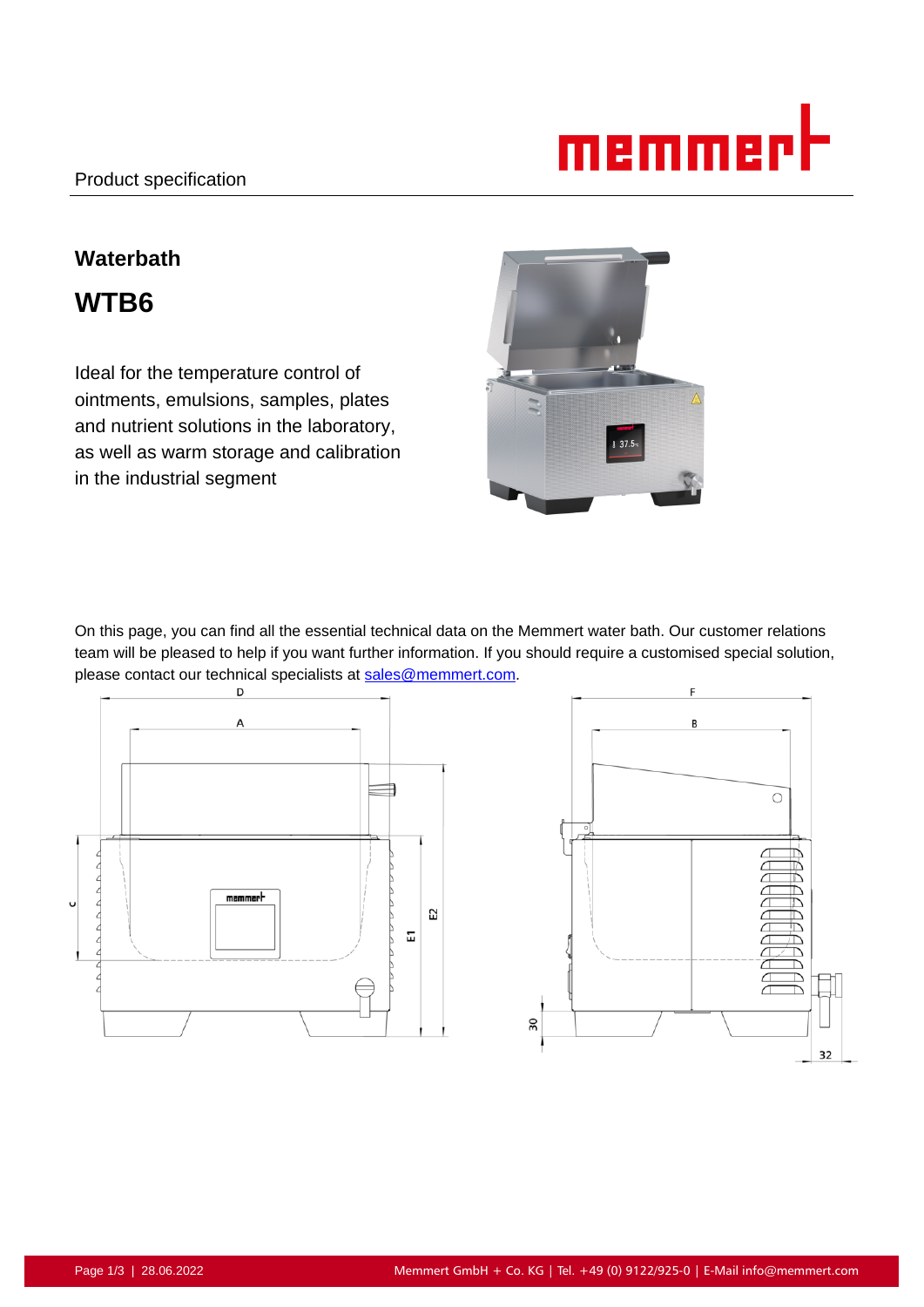Product specification

## Waterbath

# WTB6

Ideal for the temperature control of ointments, emulsions, samples, plates and nutrient solutions in the laboratory, as well as warm storage and calibration in the industrial segment

On this page, you can find all the essential technical data on the Memmert water bath. Our customer relations team will be pleased to help if you want further information. If you should require a customised special solution, please contact our technical specialists at sales@memmert.com.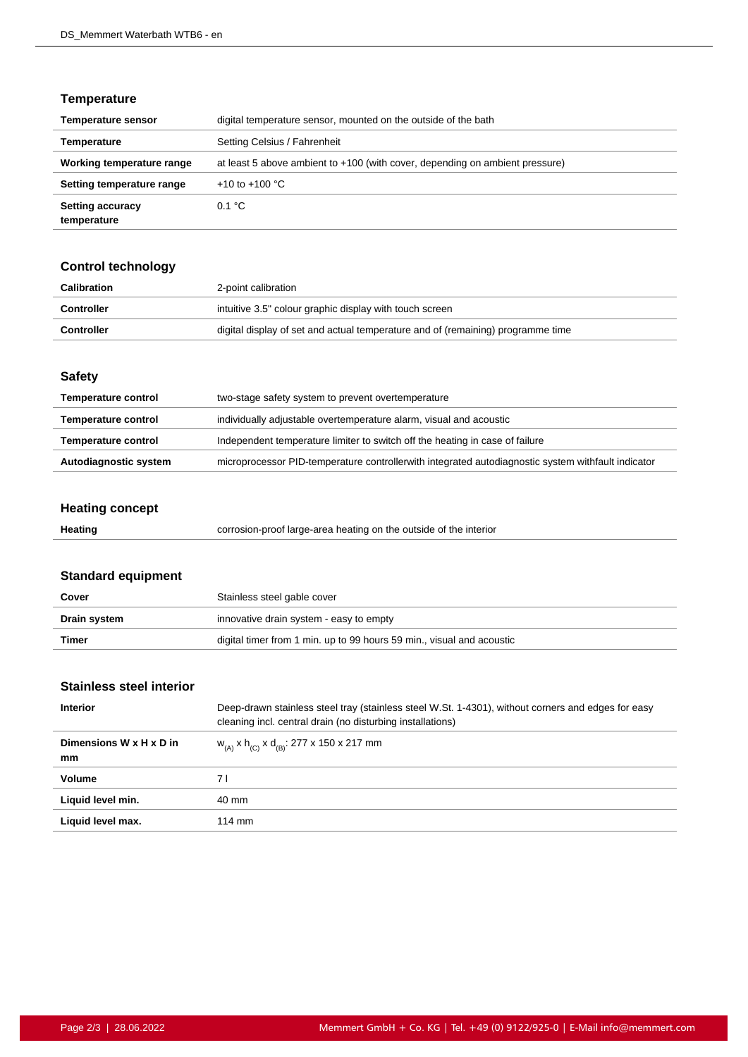## Temperature

| | |
|---|---|
| **Temperature sensor** | digital temperature sensor, mounted on the outside of the bath |
| **Temperature** | Setting Celsius / Fahrenheit |
| **Working temperature range** | at least 5 above ambient to +100 (with cover, depending on ambient pressure) |
| **Setting temperature range** | +10 to +100 °C |
| **Setting accuracy temperature** | 0.1 °C |

## Control technology

| | |
|---|---|
| **Calibration** | 2-point calibration |
| **Controller** | intuitive 3.5" colour graphic display with touch screen |
| **Controller** | digital display of set and actual temperature and of (remaining) programme time |

## Safety

| | |
|---|---|
| **Temperature control** | two-stage safety system to prevent overtemperature |
| **Temperature control** | individually adjustable overtemperature alarm, visual and acoustic |
| **Temperature control** | Independent temperature limiter to switch off the heating in case of failure |
| **Autodiagnostic system** | microprocessor PID-temperature controllerwith integrated autodiagnostic system withfault indicator |

## Heating concept

| | |
|---|---|
| **Heating** | corrosion-proof large-area heating on the outside of the interior |

## Standard equipment

| | |
|---|---|
| **Cover** | Stainless steel gable cover |
| **Drain system** | innovative drain system - easy to empty |
| **Timer** | digital timer from 1 min. up to 99 hours 59 min., visual and acoustic |

## Stainless steel interior

| | |
|---|---|
| **Interior** | Deep-drawn stainless steel tray (stainless steel W.St. 1-4301), without corners and edges for easy cleaning incl. central drain (no disturbing installations) |
| **Dimensions W x H x D in mm** | $w_{(A)}$ x $h_{(C)}$ x $d_{(B)}$: 277 x 150 x 217 mm |
| **Volume** | 7 l |
| **Liquid level min.** | 40 mm |
| **Liquid level max.** | 114 mm |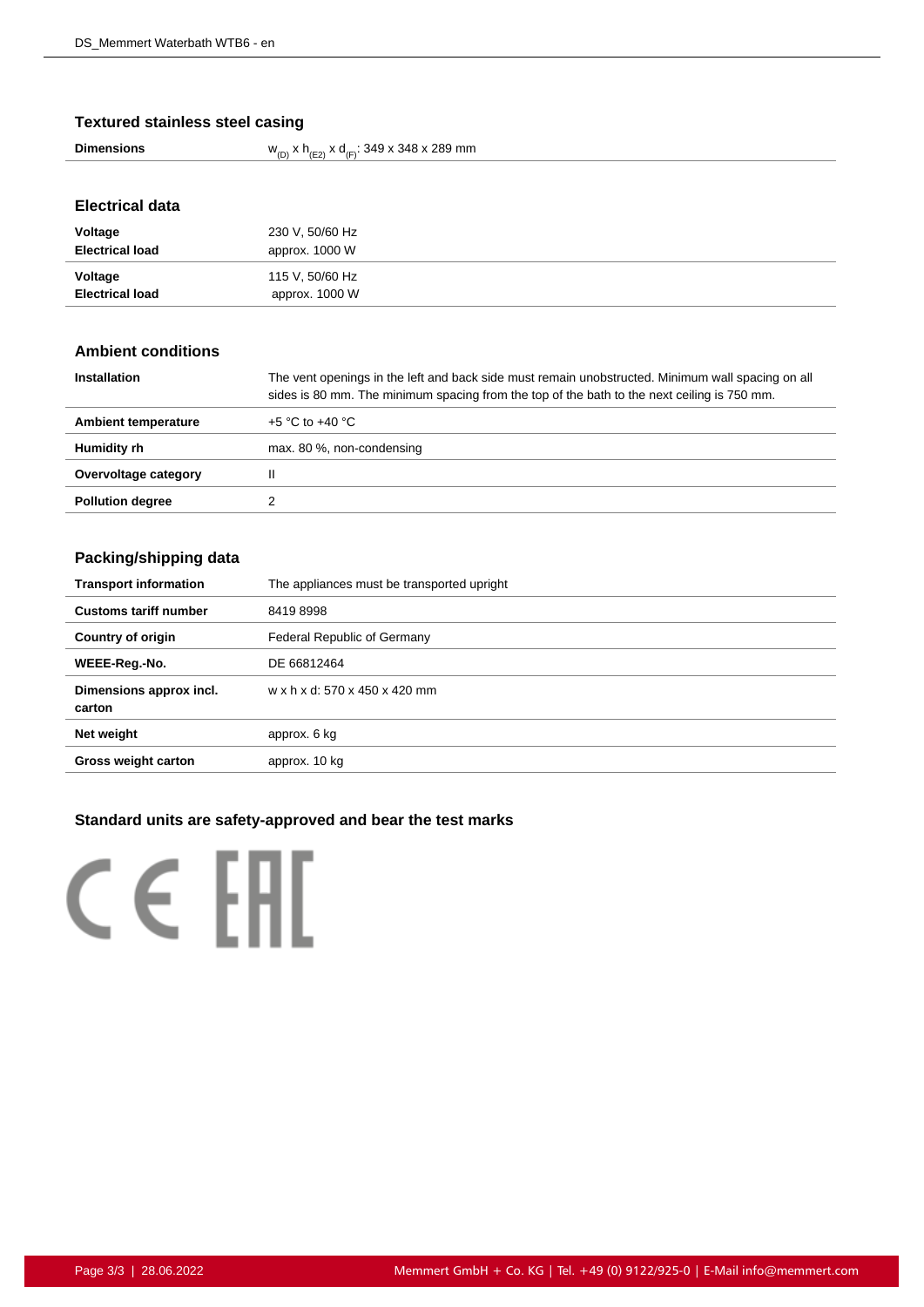## Textured stainless steel casing

| | |
|---|---|
| **Dimensions** | $w_{(D)}$ x $h_{(E2)}$ x $d_{(F)}$: 349 x 348 x 289 mm |

## Electrical data

| | |
|---|---|
| **Voltage** | 230 V, 50/60 Hz |
| **Electrical load** | approx. 1000 W |
| **Voltage** | 115 V, 50/60 Hz |
| **Electrical load** | approx. 1000 W |

## Ambient conditions

| | |
|---|---|
| **Installation** | The vent openings in the left and back side must remain unobstructed. Minimum wall spacing on all sides is 80 mm. The minimum spacing from the top of the bath to the next ceiling is 750 mm. |
| **Ambient temperature** | +5 °C to +40 °C |
| **Humidity rh** | max. 80 %, non-condensing |
| **Overvoltage category** | II |
| **Pollution degree** | 2 |

## Packing/shipping data

| | |
|---|---|
| **Transport information** | The appliances must be transported upright |
| **Customs tariff number** | 8419 8998 |
| **Country of origin** | Federal Republic of Germany |
| **WEEE-Reg.-No.** | DE 66812464 |
| **Dimensions approx incl. carton** | w x h x d: 570 x 450 x 420 mm |
| **Net weight** | approx. 6 kg |
| **Gross weight carton** | approx. 10 kg |

## Standard units are safety-approved and bear the test marks

CE EAC